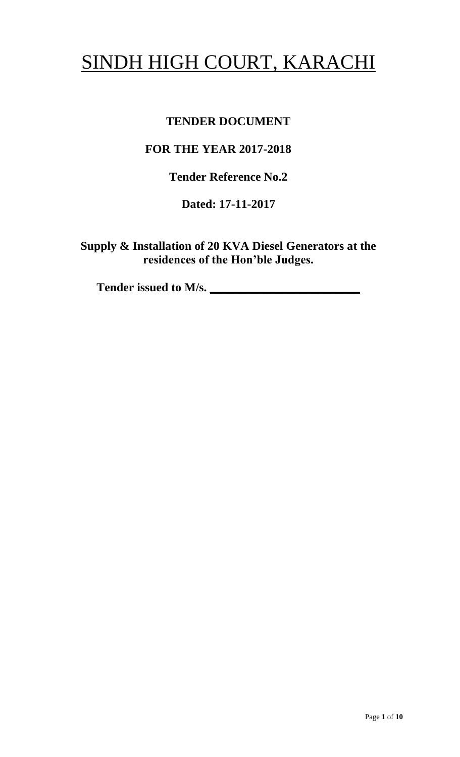# SINDH HIGH COURT, KARACHI

**TENDER DOCUMENT**

**FOR THE YEAR 2017-2018**

**Tender Reference No.2**

**Dated: 17-11-2017**

**Supply & Installation of 20 KVA Diesel Generators at the residences of the Hon'ble Judges.**

**Tender issued to M/s. \_\_\_\_\_\_\_\_\_\_\_\_\_\_\_\_\_\_\_\_\_\_\_\_\_\_**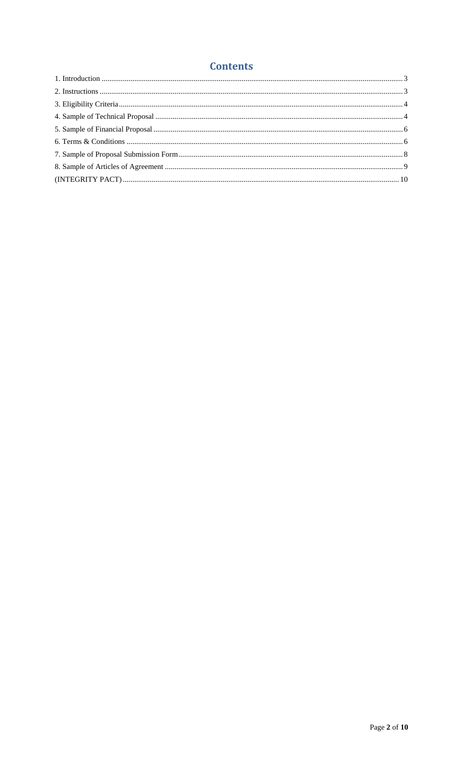# Contents

1. Introduction ........................................................................................................ 3
2. Instructions ........................................................................................................ 3
3. Eligibility Criteria ................................................................................................ 4
4. Sample of Technical Proposal ............................................................................. 4
5. Sample of Financial Proposal .............................................................................. 6
6. Terms & Conditions ............................................................................................ 6
7. Sample of Proposal Submission Form .................................................................. 8
8. Sample of Articles of Agreement ......................................................................... 9

(INTEGRITY PACT) ................................................................................................ 10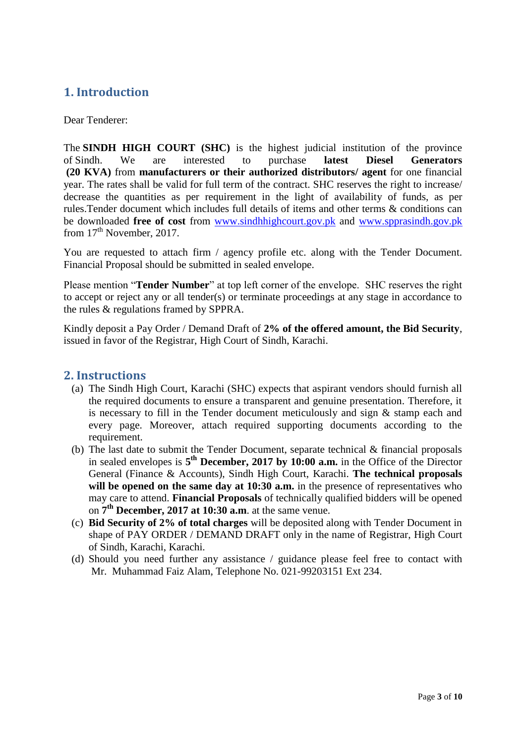## 1. Introduction

Dear Tenderer:

The **SINDH HIGH COURT (SHC)** is the highest judicial institution of the province of Sindh. We are interested to purchase **latest Diesel Generators (20 KVA)** from **manufacturers or their authorized distributors/ agent** for one financial year. The rates shall be valid for full term of the contract. SHC reserves the right to increase/ decrease the quantities as per requirement in the light of availability of funds, as per rules.Tender document which includes full details of items and other terms & conditions can be downloaded **free of cost** from www.sindhhighcourt.gov.pk and www.sppra.sindh.gov.pk from 17th November, 2017.

You are requested to attach firm / agency profile etc. along with the Tender Document. Financial Proposal should be submitted in sealed envelope.

Please mention "**Tender Number**" at top left corner of the envelope. SHC reserves the right to accept or reject any or all tender(s) or terminate proceedings at any stage in accordance to the rules & regulations framed by SPPRA.

Kindly deposit a Pay Order / Demand Draft of **2% of the offered amount, the Bid Security**, issued in favor of the Registrar, High Court of Sindh, Karachi.

## 2. Instructions

(a) The Sindh High Court, Karachi (SHC) expects that aspirant vendors should furnish all the required documents to ensure a transparent and genuine presentation. Therefore, it is necessary to fill in the Tender document meticulously and sign & stamp each and every page. Moreover, attach required supporting documents according to the requirement.

(b) The last date to submit the Tender Document, separate technical & financial proposals in sealed envelopes is **5th December, 2017 by 10:00 a.m.** in the Office of the Director General (Finance & Accounts), Sindh High Court, Karachi. **The technical proposals will be opened on the same day at 10:30 a.m.** in the presence of representatives who may care to attend. **Financial Proposals** of technically qualified bidders will be opened on **7th December, 2017 at 10:30 a.m**. at the same venue.

(c) **Bid Security of 2% of total charges** will be deposited along with Tender Document in shape of PAY ORDER / DEMAND DRAFT only in the name of Registrar, High Court of Sindh, Karachi, Karachi.

(d) Should you need further any assistance / guidance please feel free to contact with Mr. Muhammad Faiz Alam, Telephone No. 021-99203151 Ext 234.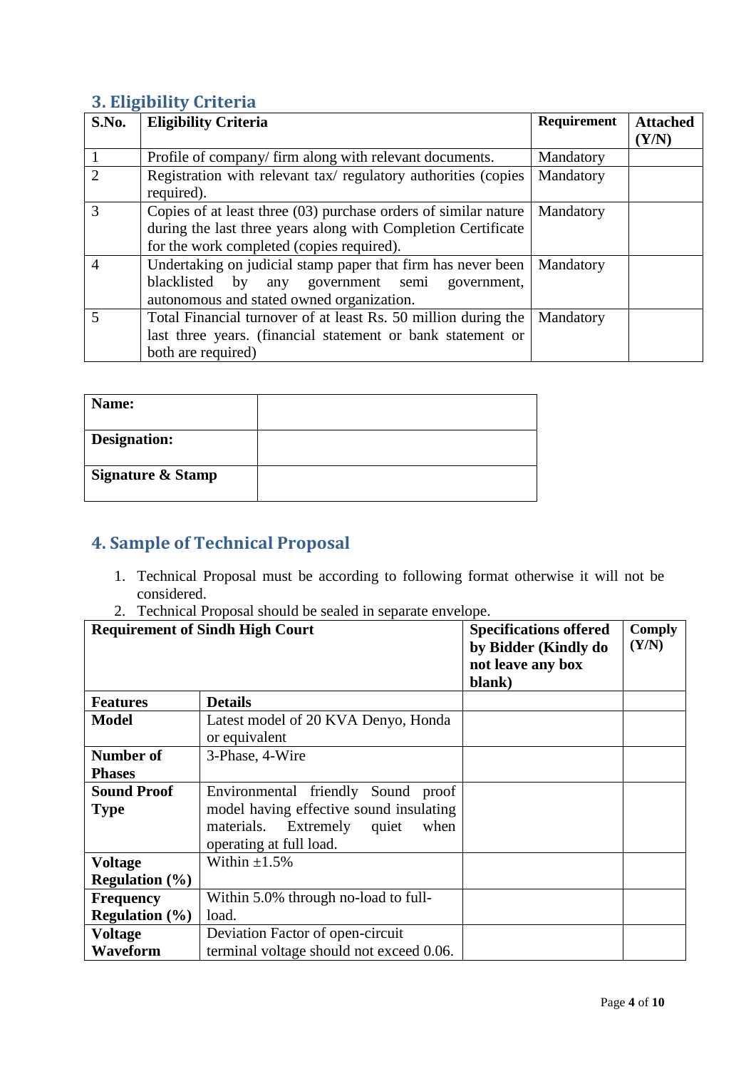## 3. Eligibility Criteria

| S.No. | Eligibility Criteria | Requirement | Attached (Y/N) |
|---|---|---|---|
| 1 | Profile of company/ firm along with relevant documents. | Mandatory | |
| 2 | Registration with relevant tax/ regulatory authorities (copies required). | Mandatory | |
| 3 | Copies of at least three (03) purchase orders of similar nature during the last three years along with Completion Certificate for the work completed (copies required). | Mandatory | |
| 4 | Undertaking on judicial stamp paper that firm has never been blacklisted by any government semi government, autonomous and stated owned organization. | Mandatory | |
| 5 | Total Financial turnover of at least Rs. 50 million during the last three years. (financial statement or bank statement or both are required) | Mandatory | |

| | |
|---|---|
| **Name:** | |
| **Designation:** | |
| **Signature & Stamp** | |

## 4. Sample of Technical Proposal

1. Technical Proposal must be according to following format otherwise it will not be considered.
2. Technical Proposal should be sealed in separate envelope.

| **Requirement of Sindh High Court** | | **Specifications offered by Bidder (Kindly do not leave any box blank)** | **Comply (Y/N)** |
|---|---|---|---|
| **Features** | **Details** | | |
| **Model** | Latest model of 20 KVA Denyo, Honda or equivalent | | |
| **Number of Phases** | 3-Phase, 4-Wire | | |
| **Sound Proof Type** | Environmental friendly Sound proof model having effective sound insulating materials. Extremely quiet when operating at full load. | | |
| **Voltage Regulation (%)** | Within ±1.5% | | |
| **Frequency Regulation (%)** | Within 5.0% through no-load to full-load. | | |
| **Voltage Waveform** | Deviation Factor of open-circuit terminal voltage should not exceed 0.06. | | |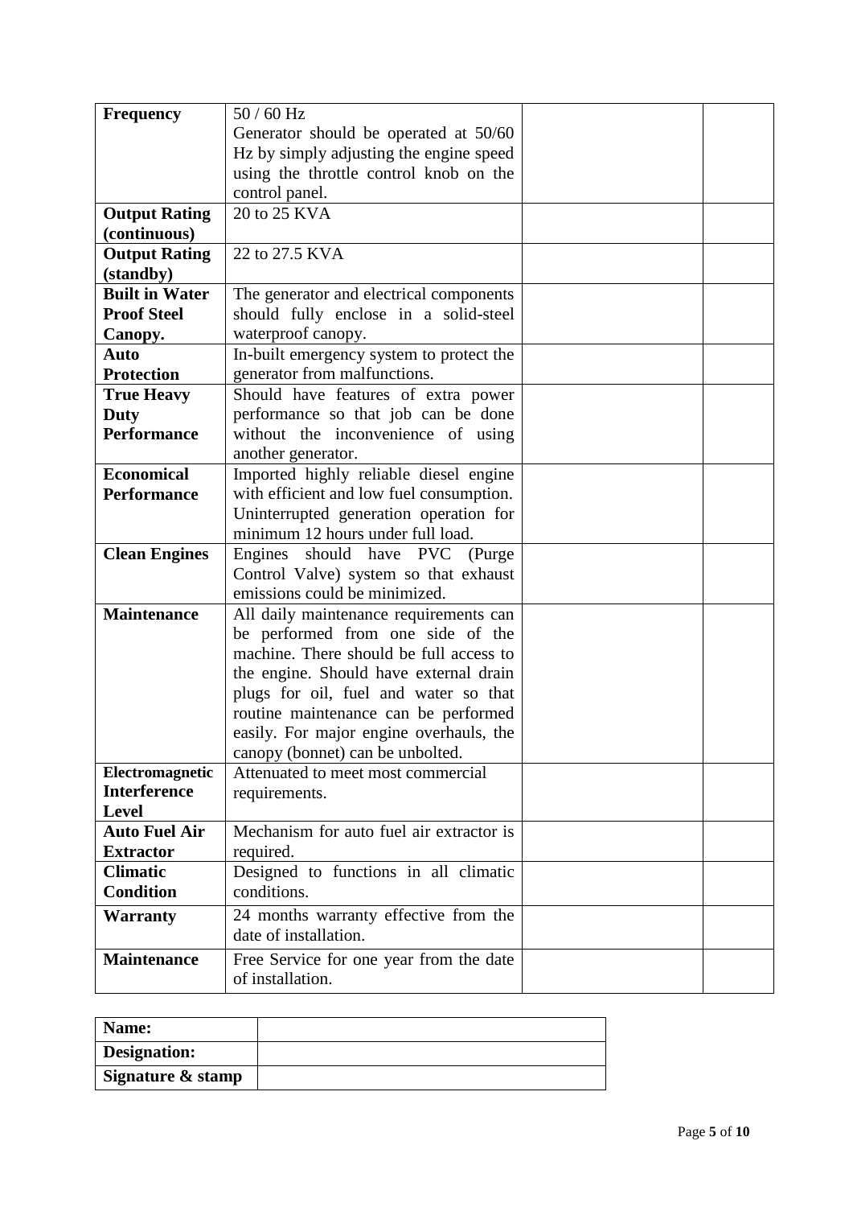| | | | |
|---|---|---|---|
| **Frequency** | 50 / 60 Hz<br>Generator should be operated at 50/60 Hz by simply adjusting the engine speed using the throttle control knob on the control panel. | | |
| **Output Rating (continuous)** | 20 to 25 KVA | | |
| **Output Rating (standby)** | 22 to 27.5 KVA | | |
| **Built in Water Proof Steel Canopy.** | The generator and electrical components should fully enclose in a solid-steel waterproof canopy. | | |
| **Auto Protection** | In-built emergency system to protect the generator from malfunctions. | | |
| **True Heavy Duty Performance** | Should have features of extra power performance so that job can be done without the inconvenience of using another generator. | | |
| **Economical Performance** | Imported highly reliable diesel engine with efficient and low fuel consumption. Uninterrupted generation operation for minimum 12 hours under full load. | | |
| **Clean Engines** | Engines should have PVC (Purge Control Valve) system so that exhaust emissions could be minimized. | | |
| **Maintenance** | All daily maintenance requirements can be performed from one side of the machine. There should be full access to the engine. Should have external drain plugs for oil, fuel and water so that routine maintenance can be performed easily. For major engine overhauls, the canopy (bonnet) can be unbolted. | | |
| **Electromagnetic Interference Level** | Attenuated to meet most commercial requirements. | | |
| **Auto Fuel Air Extractor** | Mechanism for auto fuel air extractor is required. | | |
| **Climatic Condition** | Designed to functions in all climatic conditions. | | |
| **Warranty** | 24 months warranty effective from the date of installation. | | |
| **Maintenance** | Free Service for one year from the date of installation. | | |

| | |
|---|---|
| **Name:** | |
| **Designation:** | |
| **Signature & stamp** | |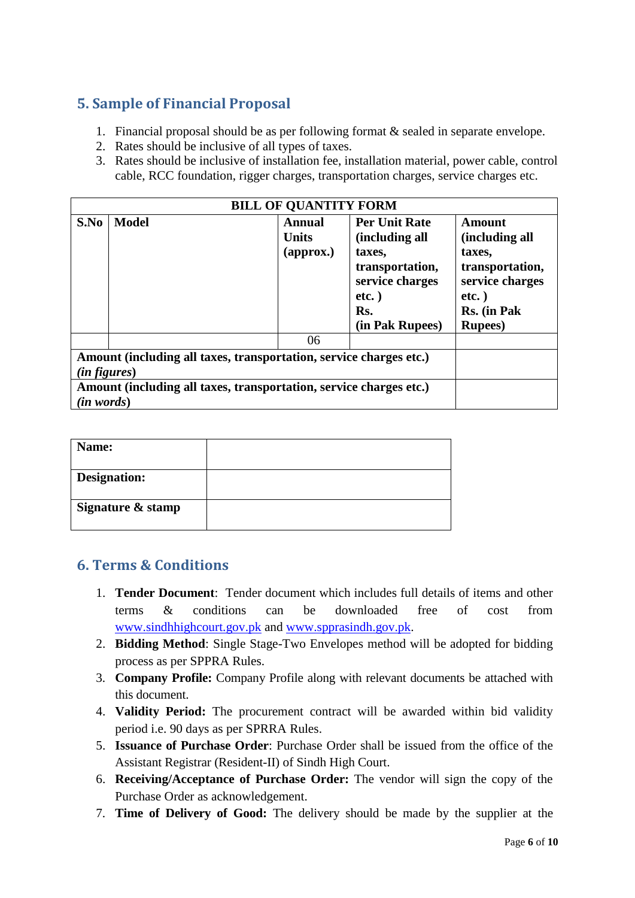## 5. Sample of Financial Proposal

1. Financial proposal should be as per following format & sealed in separate envelope.
2. Rates should be inclusive of all types of taxes.
3. Rates should be inclusive of installation fee, installation material, power cable, control cable, RCC foundation, rigger charges, transportation charges, service charges etc.

| **BILL OF QUANTITY FORM** | | | | |
|---|---|---|---|---|
| **S.No** | **Model** | **Annual Units (approx.)** | **Per Unit Rate (including all taxes, transportation, service charges etc. ) Rs. (in Pak Rupees)** | **Amount (including all taxes, transportation, service charges etc. ) Rs. (in Pak Rupees)** |
| | | 06 | | |
| **Amount (including all taxes, transportation, service charges etc.) *(in figures*)** | | | | |
| **Amount (including all taxes, transportation, service charges etc.) *(in words*)** | | | | |

| | |
|---|---|
| **Name:** | |
| **Designation:** | |
| **Signature & stamp** | |

## 6. Terms & Conditions

1. **Tender Document**: Tender document which includes full details of items and other terms & conditions can be downloaded free of cost from www.sindhhighcourt.gov.pk and www.spprasindh.gov.pk.
2. **Bidding Method**: Single Stage-Two Envelopes method will be adopted for bidding process as per SPPRA Rules.
3. **Company Profile:** Company Profile along with relevant documents be attached with this document.
4. **Validity Period:** The procurement contract will be awarded within bid validity period i.e. 90 days as per SPRRA Rules.
5. **Issuance of Purchase Order**: Purchase Order shall be issued from the office of the Assistant Registrar (Resident-II) of Sindh High Court.
6. **Receiving/Acceptance of Purchase Order:** The vendor will sign the copy of the Purchase Order as acknowledgement.
7. **Time of Delivery of Good:** The delivery should be made by the supplier at the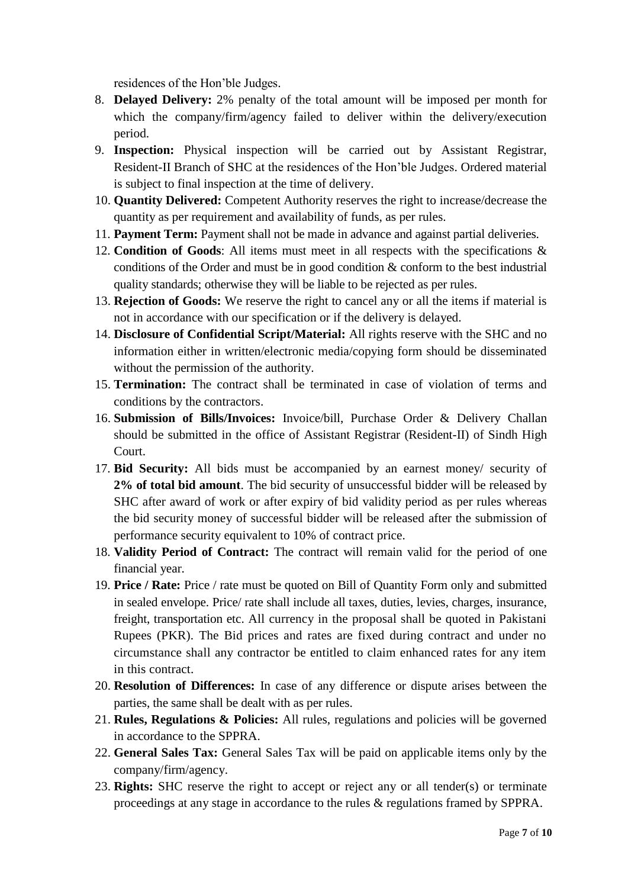residences of the Hon'ble Judges.

8. **Delayed Delivery:** 2% penalty of the total amount will be imposed per month for which the company/firm/agency failed to deliver within the delivery/execution period.
9. **Inspection:** Physical inspection will be carried out by Assistant Registrar, Resident-II Branch of SHC at the residences of the Hon'ble Judges. Ordered material is subject to final inspection at the time of delivery.
10. **Quantity Delivered:** Competent Authority reserves the right to increase/decrease the quantity as per requirement and availability of funds, as per rules.
11. **Payment Term:** Payment shall not be made in advance and against partial deliveries.
12. **Condition of Goods**: All items must meet in all respects with the specifications & conditions of the Order and must be in good condition & conform to the best industrial quality standards; otherwise they will be liable to be rejected as per rules.
13. **Rejection of Goods:** We reserve the right to cancel any or all the items if material is not in accordance with our specification or if the delivery is delayed.
14. **Disclosure of Confidential Script/Material:** All rights reserve with the SHC and no information either in written/electronic media/copying form should be disseminated without the permission of the authority.
15. **Termination:** The contract shall be terminated in case of violation of terms and conditions by the contractors.
16. **Submission of Bills/Invoices:** Invoice/bill, Purchase Order & Delivery Challan should be submitted in the office of Assistant Registrar (Resident-II) of Sindh High Court.
17. **Bid Security:** All bids must be accompanied by an earnest money/ security of **2% of total bid amount**. The bid security of unsuccessful bidder will be released by SHC after award of work or after expiry of bid validity period as per rules whereas the bid security money of successful bidder will be released after the submission of performance security equivalent to 10% of contract price.
18. **Validity Period of Contract:** The contract will remain valid for the period of one financial year.
19. **Price / Rate:** Price / rate must be quoted on Bill of Quantity Form only and submitted in sealed envelope. Price/ rate shall include all taxes, duties, levies, charges, insurance, freight, transportation etc. All currency in the proposal shall be quoted in Pakistani Rupees (PKR). The Bid prices and rates are fixed during contract and under no circumstance shall any contractor be entitled to claim enhanced rates for any item in this contract.
20. **Resolution of Differences:** In case of any difference or dispute arises between the parties, the same shall be dealt with as per rules.
21. **Rules, Regulations & Policies:** All rules, regulations and policies will be governed in accordance to the SPPRA.
22. **General Sales Tax:** General Sales Tax will be paid on applicable items only by the company/firm/agency.
23. **Rights:** SHC reserve the right to accept or reject any or all tender(s) or terminate proceedings at any stage in accordance to the rules & regulations framed by SPPRA.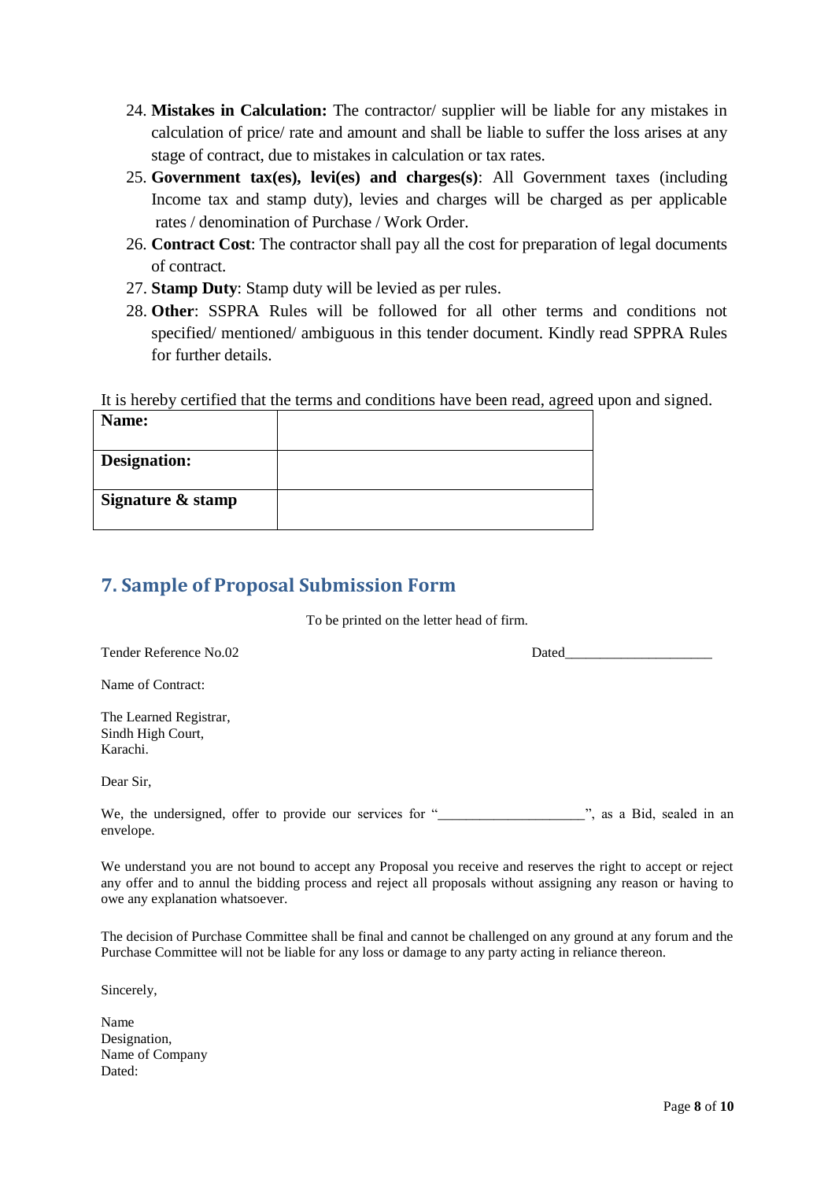24. **Mistakes in Calculation:** The contractor/ supplier will be liable for any mistakes in calculation of price/ rate and amount and shall be liable to suffer the loss arises at any stage of contract, due to mistakes in calculation or tax rates.
25. **Government tax(es), levi(es) and charges(s)**: All Government taxes (including Income tax and stamp duty), levies and charges will be charged as per applicable rates / denomination of Purchase / Work Order.
26. **Contract Cost**: The contractor shall pay all the cost for preparation of legal documents of contract.
27. **Stamp Duty**: Stamp duty will be levied as per rules.
28. **Other**: SSPRA Rules will be followed for all other terms and conditions not specified/ mentioned/ ambiguous in this tender document. Kindly read SPPRA Rules for further details.

It is hereby certified that the terms and conditions have been read, agreed upon and signed.

| **Name:** | |
|---|---|
| **Designation:** | |
| **Signature & stamp** | |

## 7. Sample of Proposal Submission Form

To be printed on the letter head of firm.

Tender Reference No.02 Dated_____________________

Name of Contract:

The Learned Registrar,
Sindh High Court,
Karachi.

Dear Sir,

We, the undersigned, offer to provide our services for "_____________________", as a Bid, sealed in an envelope.

We understand you are not bound to accept any Proposal you receive and reserves the right to accept or reject any offer and to annul the bidding process and reject all proposals without assigning any reason or having to owe any explanation whatsoever.

The decision of Purchase Committee shall be final and cannot be challenged on any ground at any forum and the Purchase Committee will not be liable for any loss or damage to any party acting in reliance thereon.

Sincerely,

Name
Designation,
Name of Company
Dated: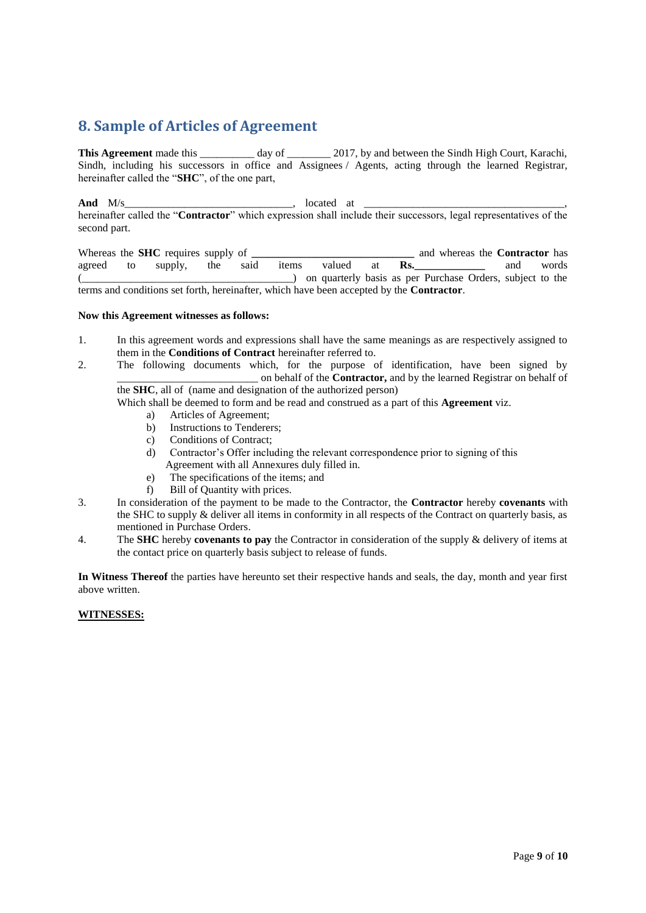## 8. Sample of Articles of Agreement

**This Agreement** made this __________ day of ________ 2017, by and between the Sindh High Court, Karachi, Sindh, including his successors in office and Assignees / Agents, acting through the learned Registrar, hereinafter called the "**SHC**", of the one part,

**And** M/s_______________________________, located at ______________________________________, hereinafter called the "**Contractor**" which expression shall include their successors, legal representatives of the second part.

Whereas the **SHC** requires supply of **______________________________** and whereas the **Contractor** has agreed to supply, the said items valued at **Rs.____________** and words (_______________________________________) on quarterly basis as per Purchase Orders, subject to the terms and conditions set forth, hereinafter, which have been accepted by the **Contractor**.

**Now this Agreement witnesses as follows:**

1. In this agreement words and expressions shall have the same meanings as are respectively assigned to them in the **Conditions of Contract** hereinafter referred to.
2. The following documents which, for the purpose of identification, have been signed by __________________________ on behalf of the **Contractor,** and by the learned Registrar on behalf of the **SHC**, all of (name and designation of the authorized person)
   Which shall be deemed to form and be read and construed as a part of this **Agreement** viz.
   a) Articles of Agreement;
   b) Instructions to Tenderers;
   c) Conditions of Contract;
   d) Contractor's Offer including the relevant correspondence prior to signing of this Agreement with all Annexures duly filled in.
   e) The specifications of the items; and
   f) Bill of Quantity with prices.
3. In consideration of the payment to be made to the Contractor, the **Contractor** hereby **covenants** with the SHC to supply & deliver all items in conformity in all respects of the Contract on quarterly basis, as mentioned in Purchase Orders.
4. The **SHC** hereby **covenants to pay** the Contractor in consideration of the supply & delivery of items at the contact price on quarterly basis subject to release of funds.

**In Witness Thereof** the parties have hereunto set their respective hands and seals, the day, month and year first above written.

**WITNESSES:**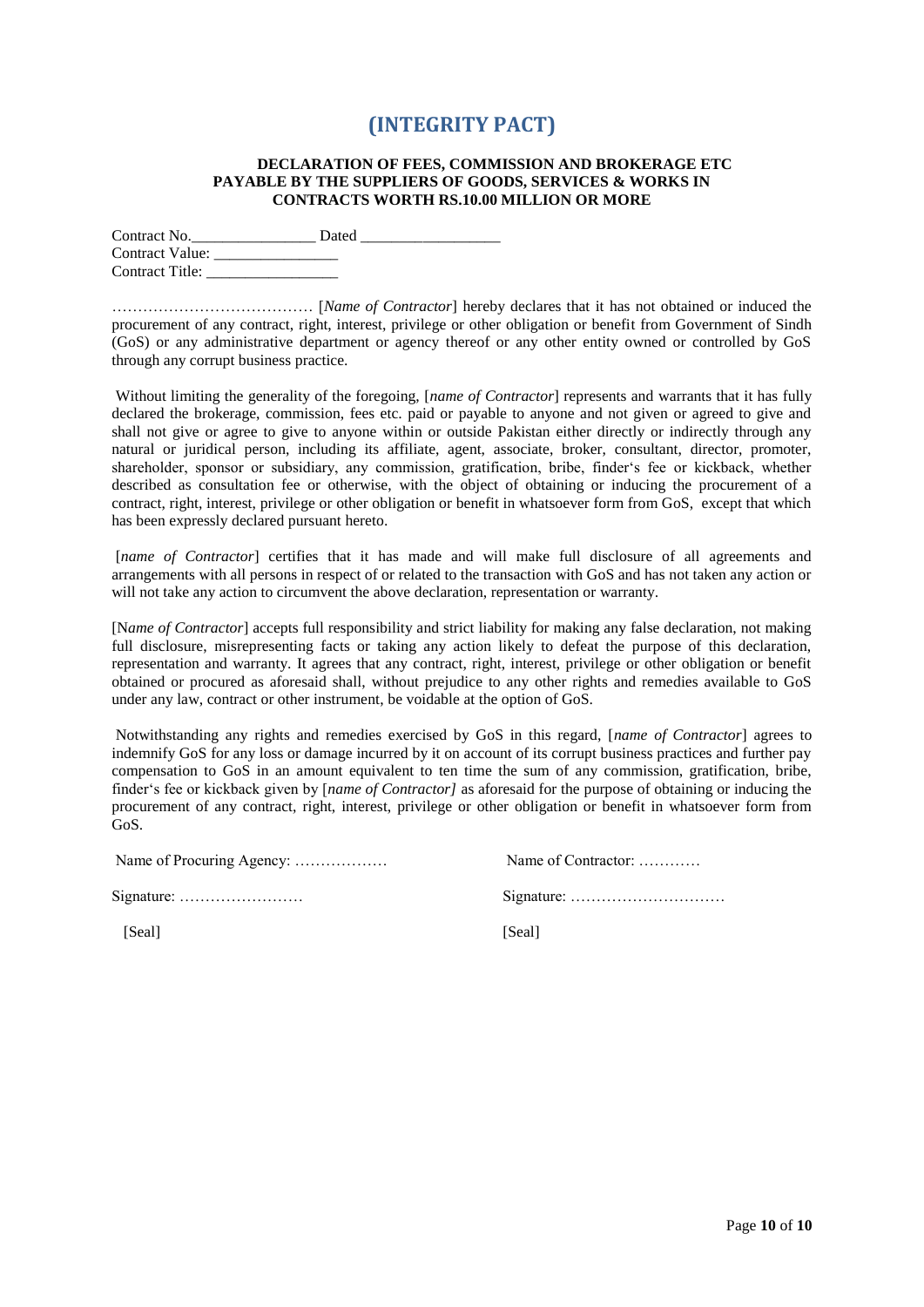# (INTEGRITY PACT)

**DECLARATION OF FEES, COMMISSION AND BROKERAGE ETC PAYABLE BY THE SUPPLIERS OF GOODS, SERVICES & WORKS IN CONTRACTS WORTH RS.10.00 MILLION OR MORE**

Contract No.________________ Dated __________________
Contract Value: ________________
Contract Title: _________________

………………………………… [*Name of Contractor*] hereby declares that it has not obtained or induced the procurement of any contract, right, interest, privilege or other obligation or benefit from Government of Sindh (GoS) or any administrative department or agency thereof or any other entity owned or controlled by GoS through any corrupt business practice.

Without limiting the generality of the foregoing, [*name of Contractor*] represents and warrants that it has fully declared the brokerage, commission, fees etc. paid or payable to anyone and not given or agreed to give and shall not give or agree to give to anyone within or outside Pakistan either directly or indirectly through any natural or juridical person, including its affiliate, agent, associate, broker, consultant, director, promoter, shareholder, sponsor or subsidiary, any commission, gratification, bribe, finder's fee or kickback, whether described as consultation fee or otherwise, with the object of obtaining or inducing the procurement of a contract, right, interest, privilege or other obligation or benefit in whatsoever form from GoS, except that which has been expressly declared pursuant hereto.

[*name of Contractor*] certifies that it has made and will make full disclosure of all agreements and arrangements with all persons in respect of or related to the transaction with GoS and has not taken any action or will not take any action to circumvent the above declaration, representation or warranty.

[N*ame of Contractor*] accepts full responsibility and strict liability for making any false declaration, not making full disclosure, misrepresenting facts or taking any action likely to defeat the purpose of this declaration, representation and warranty. It agrees that any contract, right, interest, privilege or other obligation or benefit obtained or procured as aforesaid shall, without prejudice to any other rights and remedies available to GoS under any law, contract or other instrument, be voidable at the option of GoS.

Notwithstanding any rights and remedies exercised by GoS in this regard, [*name of Contractor*] agrees to indemnify GoS for any loss or damage incurred by it on account of its corrupt business practices and further pay compensation to GoS in an amount equivalent to ten time the sum of any commission, gratification, bribe, finder's fee or kickback given by [*name of Contractor]* as aforesaid for the purpose of obtaining or inducing the procurement of any contract, right, interest, privilege or other obligation or benefit in whatsoever form from GoS.

Name of Procuring Agency: ………………

Signature: ……………………

[Seal]

Name of Contractor: …………

Signature: …………………………

[Seal]